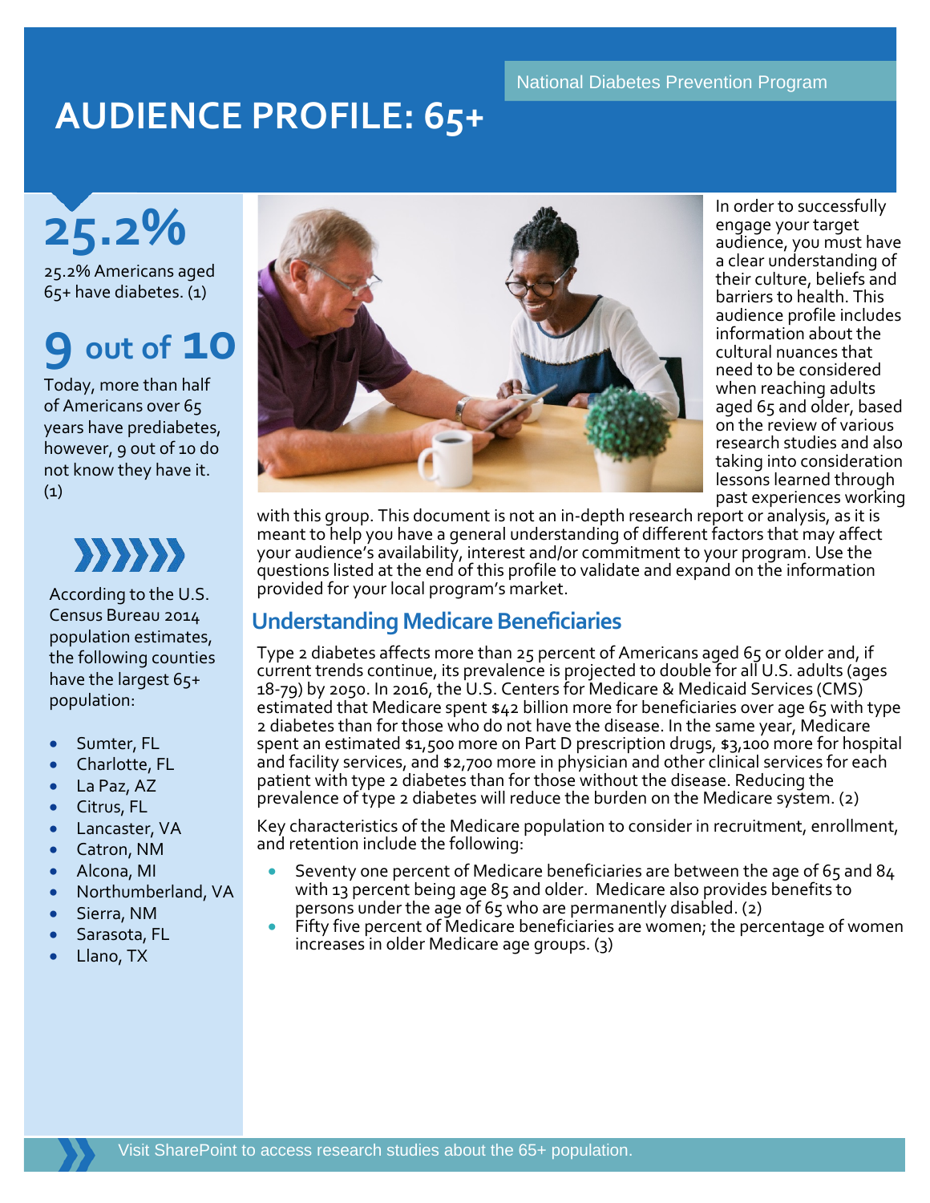National Diabetes Prevention Program

# AUDIENCE PROFILE: 65+

**25.2%**

25.2% Americans aged 65+ have diabetes. (1)

**9 out of 10**

Today, more than half of Americans over 65 years have prediabetes, however, 9 out of 10 do not know they have it. (1)

According to the U.S. Census Bureau 2014 population estimates, the following counties have the largest 65+ population:

- Sumter, FL
- Charlotte, FL
- La Paz, AZ
- Citrus, FL
- Lancaster, VA
- Catron, NM
- Alcona, MI
- Northumberland, VA
- Sierra, NM
- Sarasota, FL
- Llano, TX

In order to successfully engage your target audience, you must have a clear understanding of their culture, beliefs and barriers to health. This audience profile includes information about the cultural nuances that need to be considered when reaching adults aged 65 and older, based on the review of various research studies and also taking into consideration lessons learned through past experiences working with this group. This document is not an in-depth research report or analysis, as it is meant to help you have a general understanding of different factors that may affect your audience's availability, interest and/or commitment to your program. Use the questions listed at the end of this profile to validate and expand on the information provided for your local program's market.

## Understanding Medicare Beneficiaries

Type 2 diabetes affects more than 25 percent of Americans aged 65 or older and, if current trends continue, its prevalence is projected to double for all U.S. adults (ages 18-79) by 2050. In 2016, the U.S. Centers for Medicare & Medicaid Services (CMS) estimated that Medicare spent $42 billion more for beneficiaries over age 65 with type 2 diabetes than for those who do not have the disease. In the same year, Medicare spent an estimated $1,500 more on Part D prescription drugs, $3,100 more for hospital and facility services, and $2,700 more in physician and other clinical services for each patient with type 2 diabetes than for those without the disease. Reducing the prevalence of type 2 diabetes will reduce the burden on the Medicare system. (2)

Key characteristics of the Medicare population to consider in recruitment, enrollment, and retention include the following:

- Seventy one percent of Medicare beneficiaries are between the age of 65 and 84 with 13 percent being age 85 and older. Medicare also provides benefits to persons under the age of 65 who are permanently disabled. (2)
- Fifty five percent of Medicare beneficiaries are women; the percentage of women increases in older Medicare age groups. (3)

Visit SharePoint to access research studies about the 65+ population.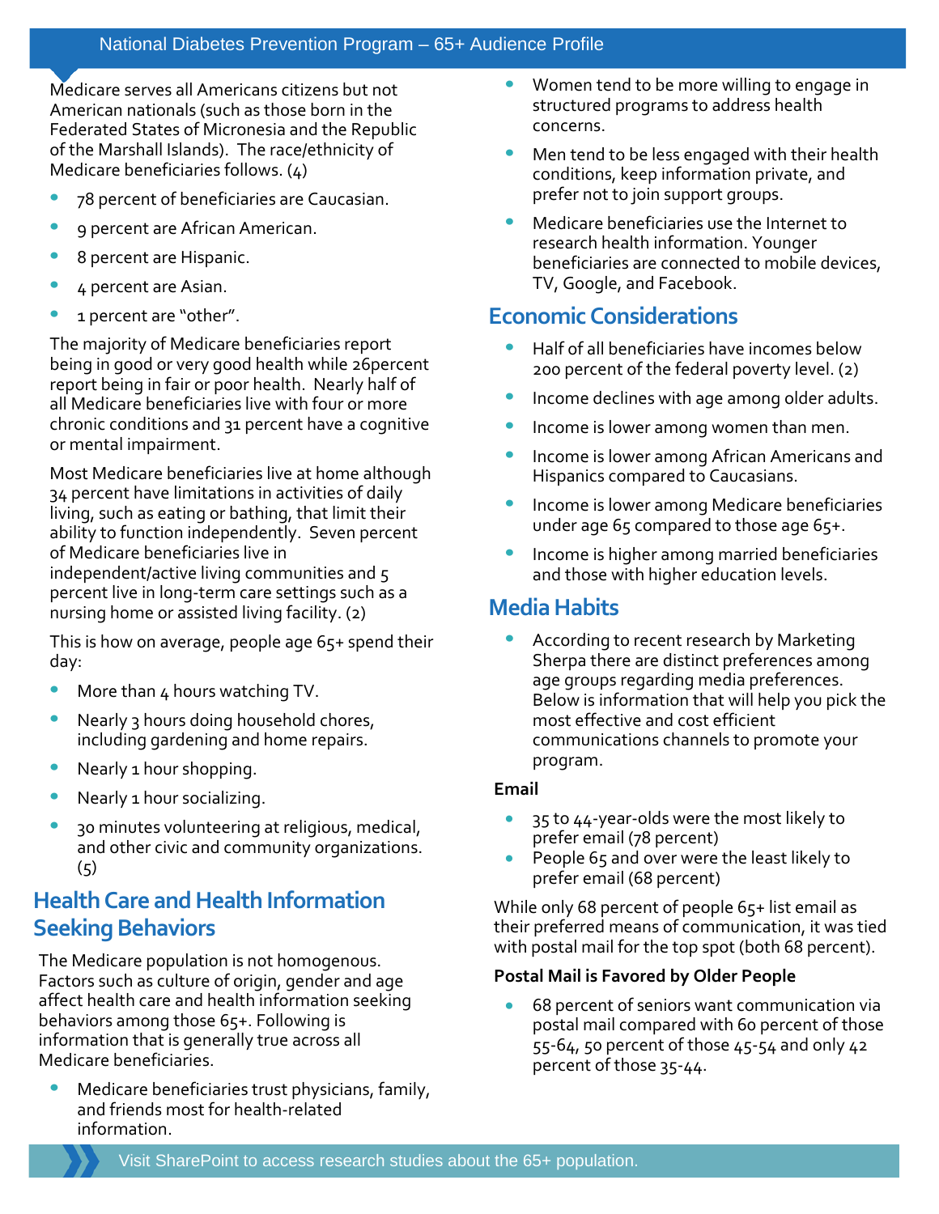Medicare serves all Americans citizens but not American nationals (such as those born in the Federated States of Micronesia and the Republic of the Marshall Islands). The race/ethnicity of Medicare beneficiaries follows. (4)

- 78 percent of beneficiaries are Caucasian.
- 9 percent are African American.
- 8 percent are Hispanic.
- 4 percent are Asian.
- 1 percent are "other".

The majority of Medicare beneficiaries report being in good or very good health while 26percent report being in fair or poor health. Nearly half of all Medicare beneficiaries live with four or more chronic conditions and 31 percent have a cognitive or mental impairment.

Most Medicare beneficiaries live at home although 34 percent have limitations in activities of daily living, such as eating or bathing, that limit their ability to function independently. Seven percent of Medicare beneficiaries live in independent/active living communities and 5 percent live in long-term care settings such as a nursing home or assisted living facility. (2)

This is how on average, people age 65+ spend their day:

- More than 4 hours watching TV.
- Nearly 3 hours doing household chores, including gardening and home repairs.
- Nearly 1 hour shopping.
- Nearly 1 hour socializing.
- 30 minutes volunteering at religious, medical, and other civic and community organizations. (5)

## Health Care and Health Information Seeking Behaviors

The Medicare population is not homogenous. Factors such as culture of origin, gender and age affect health care and health information seeking behaviors among those 65+. Following is information that is generally true across all Medicare beneficiaries.

- Medicare beneficiaries trust physicians, family, and friends most for health-related information.
- Women tend to be more willing to engage in structured programs to address health concerns.
- Men tend to be less engaged with their health conditions, keep information private, and prefer not to join support groups.
- Medicare beneficiaries use the Internet to research health information. Younger beneficiaries are connected to mobile devices, TV, Google, and Facebook.

## Economic Considerations

- Half of all beneficiaries have incomes below 200 percent of the federal poverty level. (2)
- Income declines with age among older adults.
- Income is lower among women than men.
- Income is lower among African Americans and Hispanics compared to Caucasians.
- Income is lower among Medicare beneficiaries under age 65 compared to those age 65+.
- Income is higher among married beneficiaries and those with higher education levels.

## Media Habits

- According to recent research by Marketing Sherpa there are distinct preferences among age groups regarding media preferences. Below is information that will help you pick the most effective and cost efficient communications channels to promote your program.

**Email**

- 35 to 44-year-olds were the most likely to prefer email (78 percent)
- People 65 and over were the least likely to prefer email (68 percent)

While only 68 percent of people 65+ list email as their preferred means of communication, it was tied with postal mail for the top spot (both 68 percent).

**Postal Mail is Favored by Older People**

- 68 percent of seniors want communication via postal mail compared with 60 percent of those 55-64, 50 percent of those 45-54 and only 42 percent of those 35-44.

Visit SharePoint to access research studies about the 65+ population.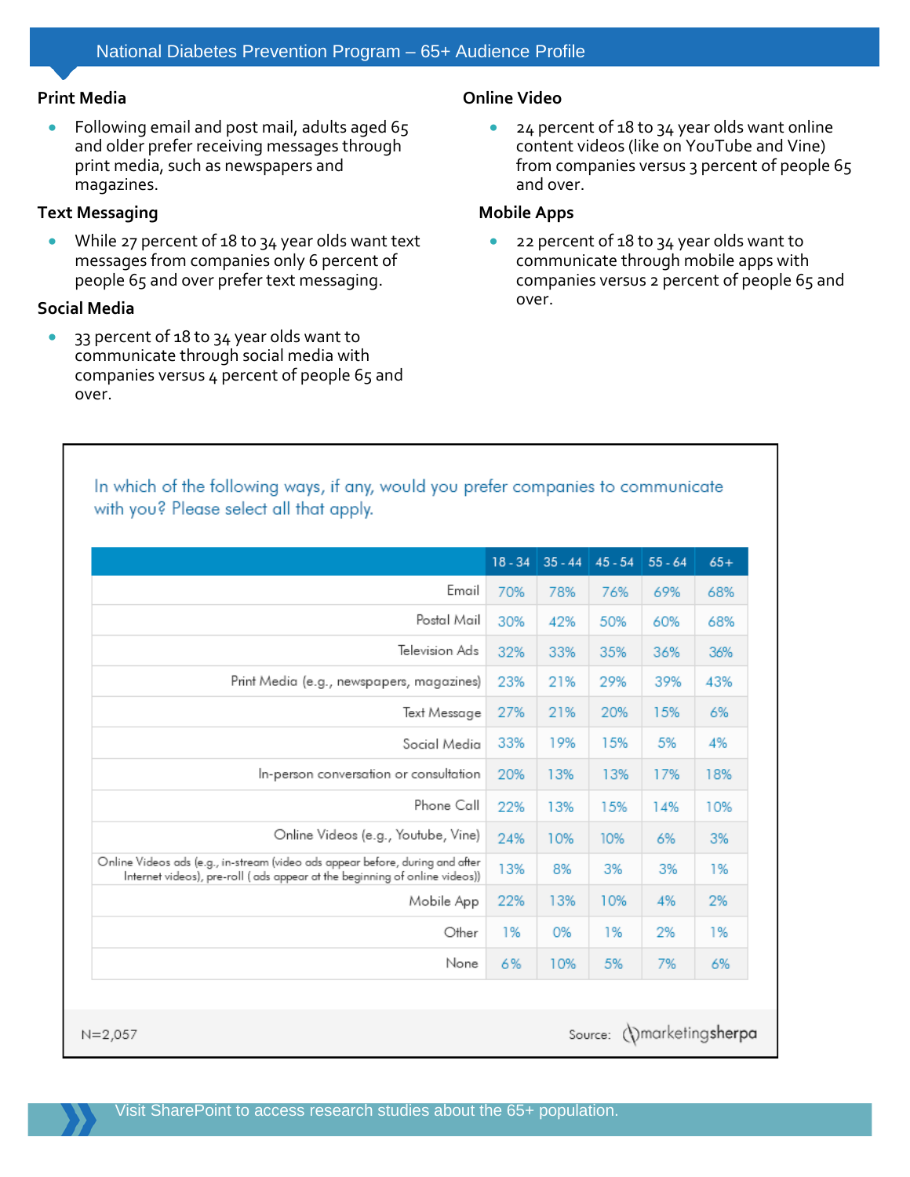# National Diabetes Prevention Program – 65+ Audience Profile

### Print Media

- Following email and post mail, adults aged 65 and older prefer receiving messages through print media, such as newspapers and magazines.

### Text Messaging

- While 27 percent of 18 to 34 year olds want text messages from companies only 6 percent of people 65 and over prefer text messaging.

### Social Media

- 33 percent of 18 to 34 year olds want to communicate through social media with companies versus 4 percent of people 65 and over.

### Online Video

- 24 percent of 18 to 34 year olds want online content videos (like on YouTube and Vine) from companies versus 3 percent of people 65 and over.

### Mobile Apps

- 22 percent of 18 to 34 year olds want to communicate through mobile apps with companies versus 2 percent of people 65 and over.

In which of the following ways, if any, would you prefer companies to communicate with you? Please select all that apply.

| | 18 - 34 | 35 - 44 | 45 - 54 | 55 - 64 | 65+ |
|---|---|---|---|---|---|
| Email | 70% | 78% | 76% | 69% | 68% |
| Postal Mail | 30% | 42% | 50% | 60% | 68% |
| Television Ads | 32% | 33% | 35% | 36% | 36% |
| Print Media (e.g., newspapers, magazines) | 23% | 21% | 29% | 39% | 43% |
| Text Message | 27% | 21% | 20% | 15% | 6% |
| Social Media | 33% | 19% | 15% | 5% | 4% |
| In-person conversation or consultation | 20% | 13% | 13% | 17% | 18% |
| Phone Call | 22% | 13% | 15% | 14% | 10% |
| Online Videos (e.g., Youtube, Vine) | 24% | 10% | 10% | 6% | 3% |
| Online Videos ads (e.g., in-stream (video ads appear before, during and after Internet videos), pre-roll ( ads appear at the beginning of online videos)) | 13% | 8% | 3% | 3% | 1% |
| Mobile App | 22% | 13% | 10% | 4% | 2% |
| Other | 1% | 0% | 1% | 2% | 1% |
| None | 6% | 10% | 5% | 7% | 6% |

N=2,057

Source: marketingsherpa

Visit SharePoint to access research studies about the 65+ population.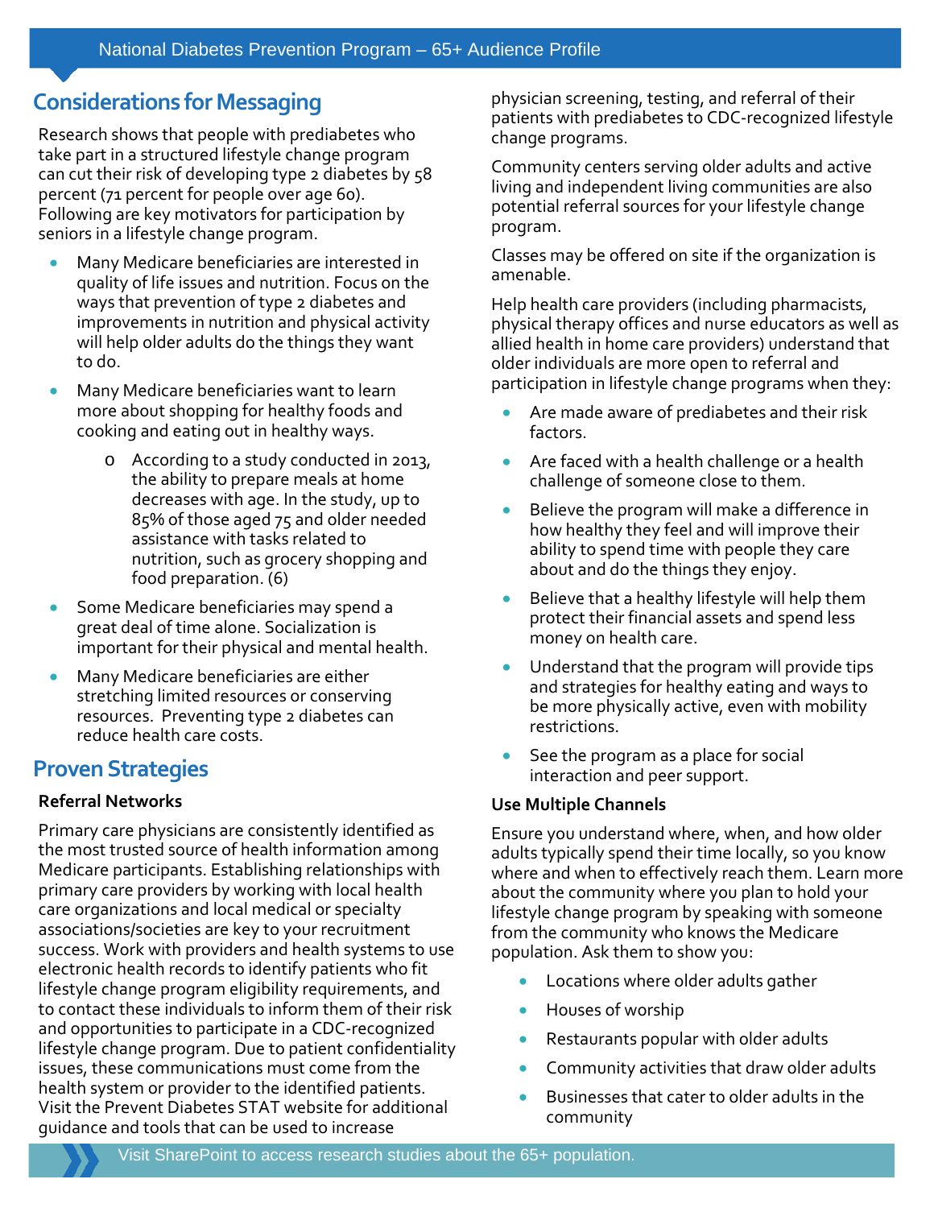## Considerations for Messaging

Research shows that people with prediabetes who take part in a structured lifestyle change program can cut their risk of developing type 2 diabetes by 58 percent (71 percent for people over age 60). Following are key motivators for participation by seniors in a lifestyle change program.

- Many Medicare beneficiaries are interested in quality of life issues and nutrition. Focus on the ways that prevention of type 2 diabetes and improvements in nutrition and physical activity will help older adults do the things they want to do.
- Many Medicare beneficiaries want to learn more about shopping for healthy foods and cooking and eating out in healthy ways.
    - According to a study conducted in 2013, the ability to prepare meals at home decreases with age. In the study, up to 85% of those aged 75 and older needed assistance with tasks related to nutrition, such as grocery shopping and food preparation. (6)
- Some Medicare beneficiaries may spend a great deal of time alone. Socialization is important for their physical and mental health.
- Many Medicare beneficiaries are either stretching limited resources or conserving resources. Preventing type 2 diabetes can reduce health care costs.

## Proven Strategies

**Referral Networks**

Primary care physicians are consistently identified as the most trusted source of health information among Medicare participants. Establishing relationships with primary care providers by working with local health care organizations and local medical or specialty associations/societies are key to your recruitment success. Work with providers and health systems to use electronic health records to identify patients who fit lifestyle change program eligibility requirements, and to contact these individuals to inform them of their risk and opportunities to participate in a CDC-recognized lifestyle change program. Due to patient confidentiality issues, these communications must come from the health system or provider to the identified patients. Visit the Prevent Diabetes STAT website for additional guidance and tools that can be used to increase physician screening, testing, and referral of their patients with prediabetes to CDC-recognized lifestyle change programs.

Community centers serving older adults and active living and independent living communities are also potential referral sources for your lifestyle change program.

Classes may be offered on site if the organization is amenable.

Help health care providers (including pharmacists, physical therapy offices and nurse educators as well as allied health in home care providers) understand that older individuals are more open to referral and participation in lifestyle change programs when they:

- Are made aware of prediabetes and their risk factors.
- Are faced with a health challenge or a health challenge of someone close to them.
- Believe the program will make a difference in how healthy they feel and will improve their ability to spend time with people they care about and do the things they enjoy.
- Believe that a healthy lifestyle will help them protect their financial assets and spend less money on health care.
- Understand that the program will provide tips and strategies for healthy eating and ways to be more physically active, even with mobility restrictions.
- See the program as a place for social interaction and peer support.

**Use Multiple Channels**

Ensure you understand where, when, and how older adults typically spend their time locally, so you know where and when to effectively reach them. Learn more about the community where you plan to hold your lifestyle change program by speaking with someone from the community who knows the Medicare population. Ask them to show you:

- Locations where older adults gather
- Houses of worship
- Restaurants popular with older adults
- Community activities that draw older adults
- Businesses that cater to older adults in the community

Visit SharePoint to access research studies about the 65+ population.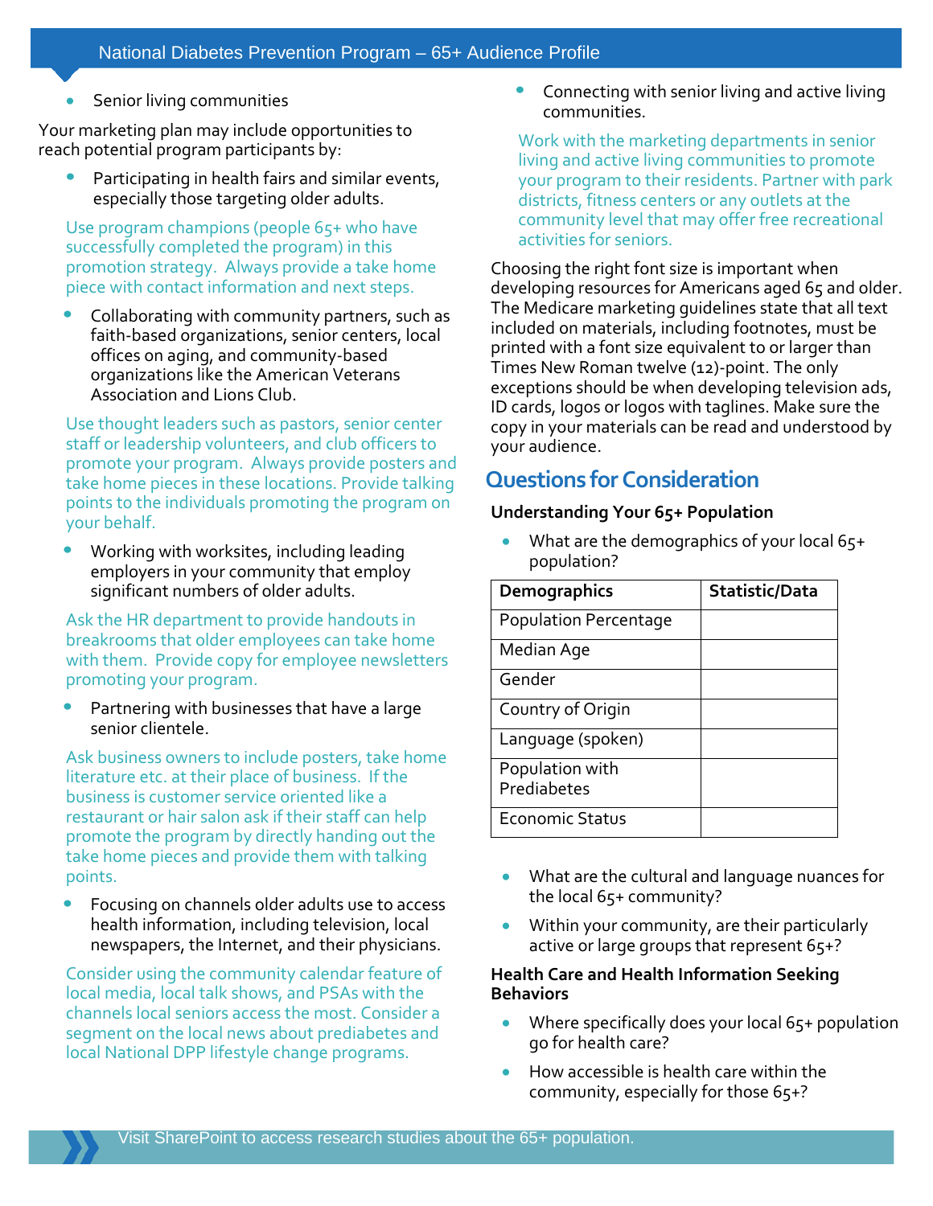- Senior living communities

Your marketing plan may include opportunities to reach potential program participants by:

- Participating in health fairs and similar events, especially those targeting older adults.

  Use program champions (people 65+ who have successfully completed the program) in this promotion strategy. Always provide a take home piece with contact information and next steps.

- Collaborating with community partners, such as faith-based organizations, senior centers, local offices on aging, and community-based organizations like the American Veterans Association and Lions Club.

  Use thought leaders such as pastors, senior center staff or leadership volunteers, and club officers to promote your program. Always provide posters and take home pieces in these locations. Provide talking points to the individuals promoting the program on your behalf.

- Working with worksites, including leading employers in your community that employ significant numbers of older adults.

  Ask the HR department to provide handouts in breakrooms that older employees can take home with them. Provide copy for employee newsletters promoting your program.

- Partnering with businesses that have a large senior clientele.

  Ask business owners to include posters, take home literature etc. at their place of business. If the business is customer service oriented like a restaurant or hair salon ask if their staff can help promote the program by directly handing out the take home pieces and provide them with talking points.

- Focusing on channels older adults use to access health information, including television, local newspapers, the Internet, and their physicians.

  Consider using the community calendar feature of local media, local talk shows, and PSAs with the channels local seniors access the most. Consider a segment on the local news about prediabetes and local National DPP lifestyle change programs.

- Connecting with senior living and active living communities.

  Work with the marketing departments in senior living and active living communities to promote your program to their residents. Partner with park districts, fitness centers or any outlets at the community level that may offer free recreational activities for seniors.

Choosing the right font size is important when developing resources for Americans aged 65 and older. The Medicare marketing guidelines state that all text included on materials, including footnotes, must be printed with a font size equivalent to or larger than Times New Roman twelve (12)-point. The only exceptions should be when developing television ads, ID cards, logos or logos with taglines. Make sure the copy in your materials can be read and understood by your audience.

## Questions for Consideration

**Understanding Your 65+ Population**

- What are the demographics of your local 65+ population?

| Demographics | Statistic/Data |
|---|---|
| Population Percentage | |
| Median Age | |
| Gender | |
| Country of Origin | |
| Language (spoken) | |
| Population with Prediabetes | |
| Economic Status | |

- What are the cultural and language nuances for the local 65+ community?
- Within your community, are their particularly active or large groups that represent 65+?

**Health Care and Health Information Seeking Behaviors**

- Where specifically does your local 65+ population go for health care?
- How accessible is health care within the community, especially for those 65+?

Visit SharePoint to access research studies about the 65+ population.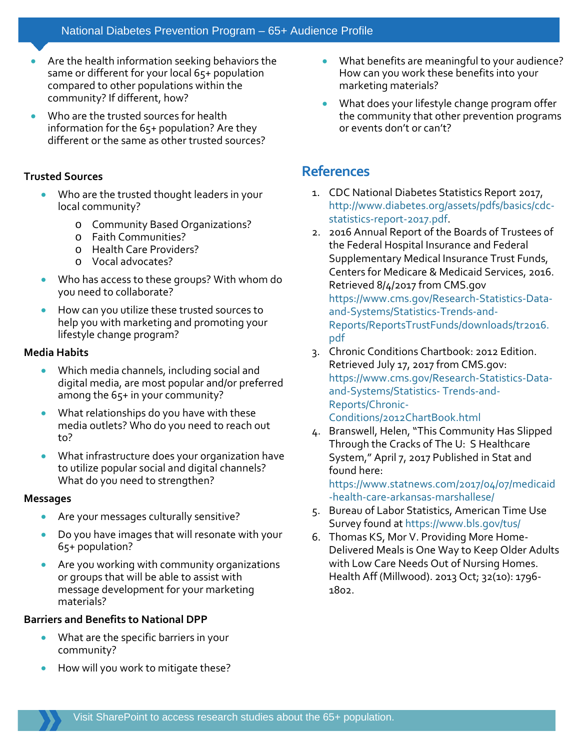- Are the health information seeking behaviors the same or different for your local 65+ population compared to other populations within the community? If different, how?
- Who are the trusted sources for health information for the 65+ population? Are they different or the same as other trusted sources?

**Trusted Sources**

- Who are the trusted thought leaders in your local community?
  - Community Based Organizations?
  - Faith Communities?
  - Health Care Providers?
  - Vocal advocates?
- Who has access to these groups? With whom do you need to collaborate?
- How can you utilize these trusted sources to help you with marketing and promoting your lifestyle change program?

**Media Habits**

- Which media channels, including social and digital media, are most popular and/or preferred among the 65+ in your community?
- What relationships do you have with these media outlets? Who do you need to reach out to?
- What infrastructure does your organization have to utilize popular social and digital channels? What do you need to strengthen?

**Messages**

- Are your messages culturally sensitive?
- Do you have images that will resonate with your 65+ population?
- Are you working with community organizations or groups that will be able to assist with message development for your marketing materials?

**Barriers and Benefits to National DPP**

- What are the specific barriers in your community?
- How will you work to mitigate these?
- What benefits are meaningful to your audience? How can you work these benefits into your marketing materials?
- What does your lifestyle change program offer the community that other prevention programs or events don't or can't?

## References

1. CDC National Diabetes Statistics Report 2017, http://www.diabetes.org/assets/pdfs/basics/cdc-statistics-report-2017.pdf.
2. 2016 Annual Report of the Boards of Trustees of the Federal Hospital Insurance and Federal Supplementary Medical Insurance Trust Funds, Centers for Medicare & Medicaid Services, 2016. Retrieved 8/4/2017 from CMS.gov https://www.cms.gov/Research-Statistics-Data-and-Systems/Statistics-Trends-and-Reports/ReportsTrustFunds/downloads/tr2016.pdf
3. Chronic Conditions Chartbook: 2012 Edition. Retrieved July 17, 2017 from CMS.gov: https://www.cms.gov/Research-Statistics-Data-and-Systems/Statistics- Trends-and-Reports/Chronic-Conditions/2012ChartBook.html
4. Branswell, Helen, "This Community Has Slipped Through the Cracks of The U: S Healthcare System," April 7, 2017 Published in Stat and found here: https://www.statnews.com/2017/04/07/medicaid-health-care-arkansas-marshallese/
5. Bureau of Labor Statistics, American Time Use Survey found at https://www.bls.gov/tus/
6. Thomas KS, Mor V. Providing More Home-Delivered Meals is One Way to Keep Older Adults with Low Care Needs Out of Nursing Homes. Health Aff (Millwood). 2013 Oct; 32(10): 1796-1802.

Visit SharePoint to access research studies about the 65+ population.